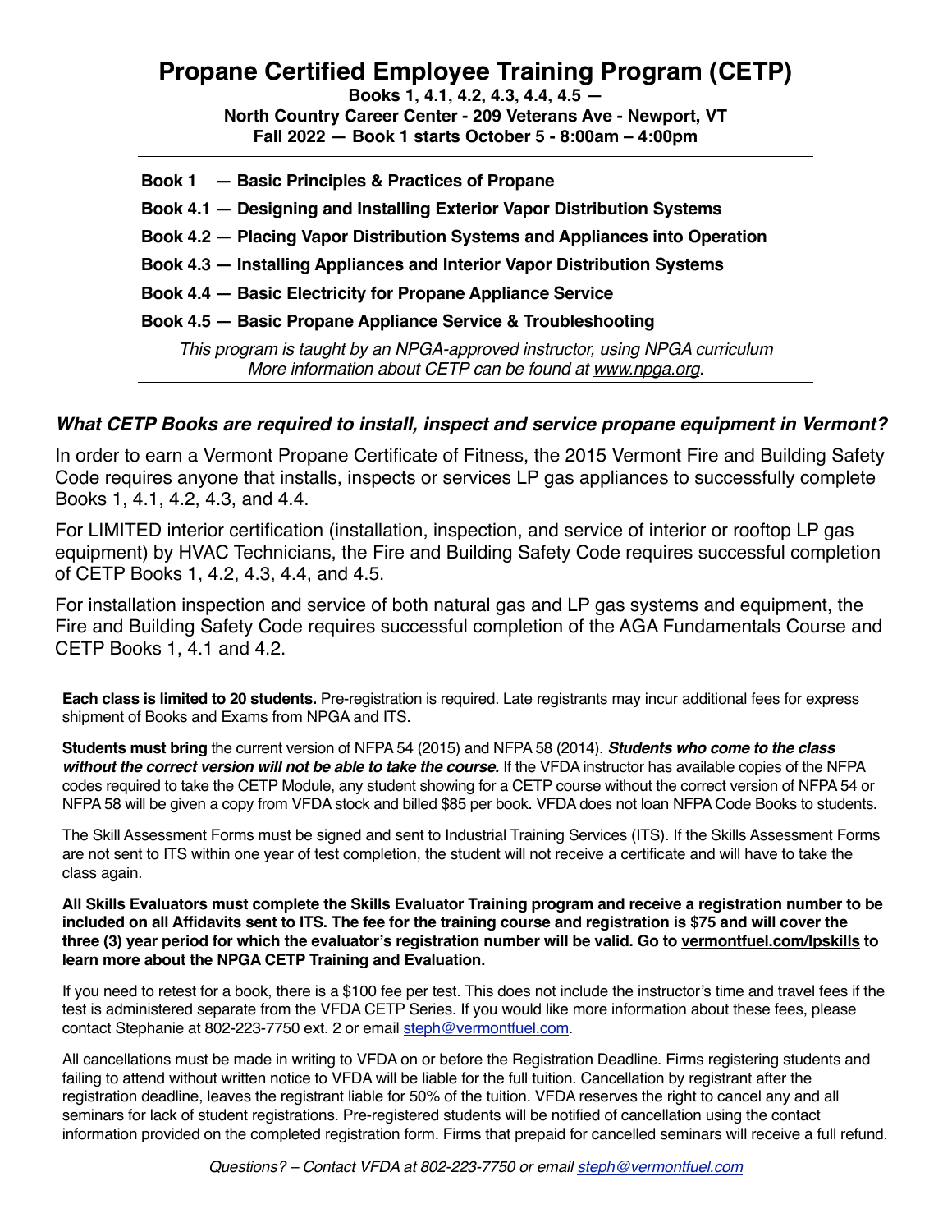# Propane Certified Employee Training Program (CETP)

**Books 1, 4.1, 4.2, 4.3, 4.4, 4.5 —**
**North Country Career Center - 209 Veterans Ave - Newport, VT**
**Fall 2022 — Book 1 starts October 5 - 8:00am – 4:00pm**

---

**Book 1 — Basic Principles & Practices of Propane**

**Book 4.1 — Designing and Installing Exterior Vapor Distribution Systems**

**Book 4.2 — Placing Vapor Distribution Systems and Appliances into Operation**

**Book 4.3 — Installing Appliances and Interior Vapor Distribution Systems**

**Book 4.4 — Basic Electricity for Propane Appliance Service**

**Book 4.5 — Basic Propane Appliance Service & Troubleshooting**

*This program is taught by an NPGA-approved instructor, using NPGA curriculum*
*More information about CETP can be found at www.npga.org.*

---

## *What CETP Books are required to install, inspect and service propane equipment in Vermont?*

In order to earn a Vermont Propane Certificate of Fitness, the 2015 Vermont Fire and Building Safety Code requires anyone that installs, inspects or services LP gas appliances to successfully complete Books 1, 4.1, 4.2, 4.3, and 4.4.

For LIMITED interior certification (installation, inspection, and service of interior or rooftop LP gas equipment) by HVAC Technicians, the Fire and Building Safety Code requires successful completion of CETP Books 1, 4.2, 4.3, 4.4, and 4.5.

For installation inspection and service of both natural gas and LP gas systems and equipment, the Fire and Building Safety Code requires successful completion of the AGA Fundamentals Course and CETP Books 1, 4.1 and 4.2.

---

**Each class is limited to 20 students.** Pre-registration is required. Late registrants may incur additional fees for express shipment of Books and Exams from NPGA and ITS.

**Students must bring** the current version of NFPA 54 (2015) and NFPA 58 (2014). ***Students who come to the class without the correct version will not be able to take the course.*** If the VFDA instructor has available copies of the NFPA codes required to take the CETP Module, any student showing for a CETP course without the correct version of NFPA 54 or NFPA 58 will be given a copy from VFDA stock and billed $85 per book. VFDA does not loan NFPA Code Books to students.

The Skill Assessment Forms must be signed and sent to Industrial Training Services (ITS). If the Skills Assessment Forms are not sent to ITS within one year of test completion, the student will not receive a certificate and will have to take the class again.

**All Skills Evaluators must complete the Skills Evaluator Training program and receive a registration number to be included on all Affidavits sent to ITS. The fee for the training course and registration is $75 and will cover the three (3) year period for which the evaluator's registration number will be valid. Go to vermontfuel.com/lpskills to learn more about the NPGA CETP Training and Evaluation.**

If you need to retest for a book, there is a $100 fee per test. This does not include the instructor's time and travel fees if the test is administered separate from the VFDA CETP Series. If you would like more information about these fees, please contact Stephanie at 802-223-7750 ext. 2 or email steph@vermontfuel.com.

All cancellations must be made in writing to VFDA on or before the Registration Deadline. Firms registering students and failing to attend without written notice to VFDA will be liable for the full tuition. Cancellation by registrant after the registration deadline, leaves the registrant liable for 50% of the tuition. VFDA reserves the right to cancel any and all seminars for lack of student registrations. Pre-registered students will be notified of cancellation using the contact information provided on the completed registration form. Firms that prepaid for cancelled seminars will receive a full refund.

*Questions? – Contact VFDA at 802-223-7750 or email steph@vermontfuel.com*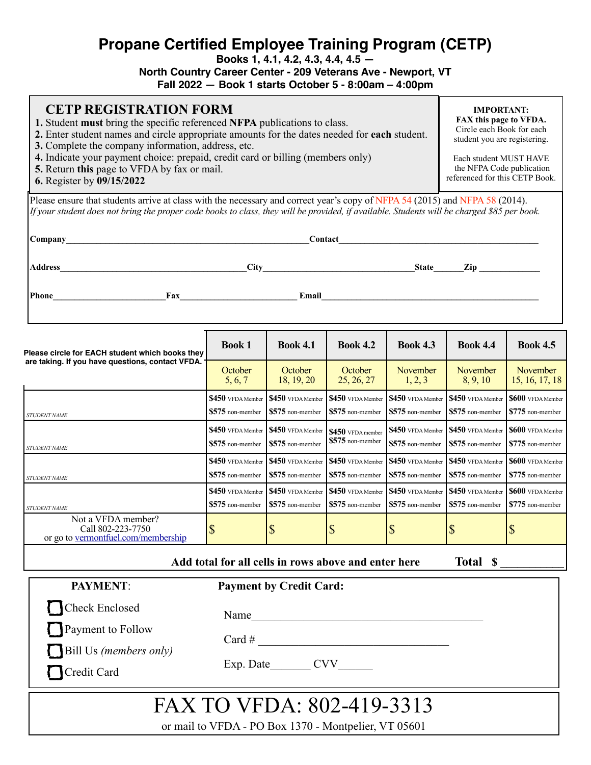# Propane Certified Employee Training Program (CETP)

**Books 1, 4.1, 4.2, 4.3, 4.4, 4.5 —**
**North Country Career Center - 209 Veterans Ave - Newport, VT**
**Fall 2022 — Book 1 starts October 5 - 8:00am – 4:00pm**

## CETP REGISTRATION FORM

1. Student **must** bring the specific referenced **NFPA** publications to class.
2. Enter student names and circle appropriate amounts for the dates needed for **each** student.
3. Complete the company information, address, etc.
4. Indicate your payment choice: prepaid, credit card or billing (members only)
5. Return **this** page to VFDA by fax or mail.
6. Register by **09/15/2022**

**IMPORTANT: FAX this page to VFDA.** Circle each Book for each student you are registering.

Each student MUST HAVE the NFPA Code publication referenced for this CETP Book.

Please ensure that students arrive at class with the necessary and correct year's copy of NFPA 54 (2015) and NFPA 58 (2014).
*If your student does not bring the proper code books to class, they will be provided, if available. Students will be charged $85 per book.*

**Company**\_\_\_\_\_\_\_\_\_\_\_\_\_\_\_\_\_\_\_\_ **Contact**\_\_\_\_\_\_\_\_\_\_\_\_\_\_\_\_\_\_\_\_

**Address**\_\_\_\_\_\_\_\_\_\_\_\_\_\_\_\_\_\_\_\_ **City**\_\_\_\_\_\_\_\_\_\_\_\_\_\_\_\_ **State**\_\_\_\_\_\_ **Zip** \_\_\_\_\_\_\_\_

**Phone**\_\_\_\_\_\_\_\_\_\_\_\_\_\_\_\_ **Fax**\_\_\_\_\_\_\_\_\_\_\_\_\_\_\_\_ **Email**\_\_\_\_\_\_\_\_\_\_\_\_\_\_\_\_\_\_\_\_

| **Please circle for EACH student which books they are taking. If you have questions, contact VFDA.** | **Book 1**<br>October 5, 6, 7 | **Book 4.1**<br>October 18, 19, 20 | **Book 4.2**<br>October 25, 26, 27 | **Book 4.3**<br>November 1, 2, 3 | **Book 4.4**<br>November 8, 9, 10 | **Book 4.5**<br>November 15, 16, 17, 18 |
|---|---|---|---|---|---|---|
| STUDENT NAME | **$450** VFDA Member<br>**$575** non-member | **$450** VFDA Member<br>**$575** non-member | **$450** VFDA Member<br>**$575** non-member | **$450** VFDA Member<br>**$575** non-member | **$450** VFDA Member<br>**$575** non-member | **$600** VFDA Member<br>**$775** non-member |
| STUDENT NAME | **$450** VFDA Member<br>**$575** non-member | **$450** VFDA Member<br>**$575** non-member | **$450** VFDA member<br>**$575** non-member | **$450** VFDA Member<br>**$575** non-member | **$450** VFDA Member<br>**$575** non-member | **$600** VFDA Member<br>**$775** non-member |
| STUDENT NAME | **$450** VFDA Member<br>**$575** non-member | **$450** VFDA Member<br>**$575** non-member | **$450** VFDA Member<br>**$575** non-member | **$450** VFDA Member<br>**$575** non-member | **$450** VFDA Member<br>**$575** non-member | **$600** VFDA Member<br>**$775** non-member |
| STUDENT NAME | **$450** VFDA Member<br>**$575** non-member | **$450** VFDA Member<br>**$575** non-member | **$450** VFDA Member<br>**$575** non-member | **$450** VFDA Member<br>**$575** non-member | **$450** VFDA Member<br>**$575** non-member | **$600** VFDA Member<br>**$775** non-member |
| Not a VFDA member? Call 802-223-7750 or go to vermontfuel.com/membership | $ | $ | $ | $ | $ | $ |

**Add total for all cells in rows above and enter here** **Total $ \_\_\_\_\_\_\_\_\_\_**

**PAYMENT**:

- ☐ Check Enclosed
- ☐ Payment to Follow
- ☐ Bill Us *(members only)*
- ☐ Credit Card

**Payment by Credit Card:**

Name\_\_\_\_\_\_\_\_\_\_\_\_\_\_\_\_\_\_\_\_

Card # \_\_\_\_\_\_\_\_\_\_\_\_\_\_\_\_\_\_\_\_

Exp. Date\_\_\_\_\_\_ CVV\_\_\_\_\_\_

# FAX TO VFDA: 802-419-3313

or mail to VFDA - PO Box 1370 - Montpelier, VT 05601